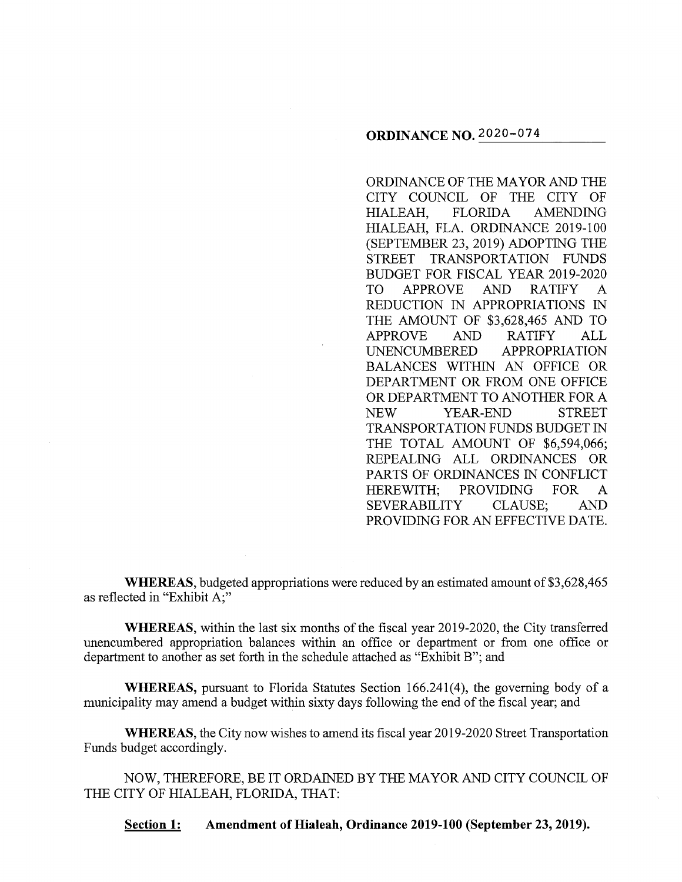# ORDINANCE NO. 2020-074

ORDINANCE OF THE MAYOR AND THE CITY COUNCIL OF THE CITY OF HIALEAH, FLORIDA AMENDING HIALEAH, FLA. ORDINANCE 2019-100 (SEPTEMBER 23, 2019) ADOPTING THE STREET TRANSPORTATION FUNDS BUDGET FOR FISCAL YEAR 2019-2020 TO APPROVE AND RATIFY A REDUCTION IN APPROPRIATIONS IN THE AMOUNT OF $3,628,465 AND TO APPROVE AND RATIFY ALL UNENCUMBERED APPROPRIATION BALANCES WITHIN AN OFFICE OR DEPARTMENT OR FROM ONE OFFICE OR DEPARTMENT TO ANOTHER FOR A NEW YEAR-END STREET TRANSPORTATION FUNDS BUDGET IN THE TOTAL AMOUNT OF $6,594,066; REPEALING ALL ORDINANCES OR PARTS OF ORDINANCES IN CONFLICT HEREWITH; PROVIDING FOR A SEVERABILITY CLAUSE; AND PROVIDING FOR AN EFFECTIVE DATE.

**WHEREAS**, budgeted appropriations were reduced by an estimated amount of $3,628,465 as reflected in "Exhibit A;"

**WHEREAS**, within the last six months of the fiscal year 2019-2020, the City transferred unencumbered appropriation balances within an office or department or from one office or department to another as set forth in the schedule attached as "Exhibit B"; and

**WHEREAS,** pursuant to Florida Statutes Section 166.241(4), the governing body of a municipality may amend a budget within sixty days following the end of the fiscal year; and

**WHEREAS**, the City now wishes to amend its fiscal year 2019-2020 Street Transportation Funds budget accordingly.

NOW, THEREFORE, BE IT ORDAINED BY THE MAYOR AND CITY COUNCIL OF THE CITY OF HIALEAH, FLORIDA, THAT:

**<u>Section 1:</u> Amendment of Hialeah, Ordinance 2019-100 (September 23, 2019).**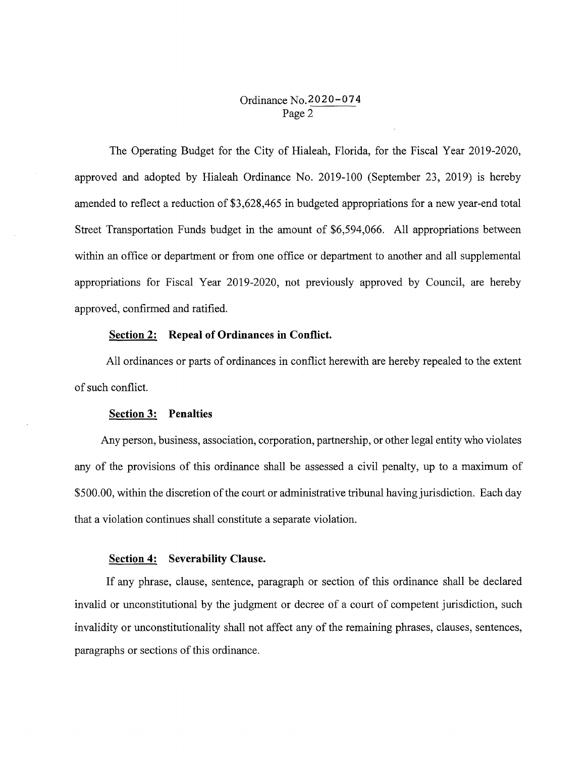The Operating Budget for the City of Hialeah, Florida, for the Fiscal Year 2019-2020, approved and adopted by Hialeah Ordinance No. 2019-100 (September 23, 2019) is hereby amended to reflect a reduction of $3,628,465 in budgeted appropriations for a new year-end total Street Transportation Funds budget in the amount of $6,594,066. All appropriations between within an office or department or from one office or department to another and all supplemental appropriations for Fiscal Year 2019-2020, not previously approved by Council, are hereby approved, confirmed and ratified.

**Section 2: Repeal of Ordinances in Conflict.**

All ordinances or parts of ordinances in conflict herewith are hereby repealed to the extent of such conflict.

**Section 3: Penalties**

Any person, business, association, corporation, partnership, or other legal entity who violates any of the provisions of this ordinance shall be assessed a civil penalty, up to a maximum of $500.00, within the discretion of the court or administrative tribunal having jurisdiction. Each day that a violation continues shall constitute a separate violation.

**Section 4: Severability Clause.**

If any phrase, clause, sentence, paragraph or section of this ordinance shall be declared invalid or unconstitutional by the judgment or decree of a court of competent jurisdiction, such invalidity or unconstitutionality shall not affect any of the remaining phrases, clauses, sentences, paragraphs or sections of this ordinance.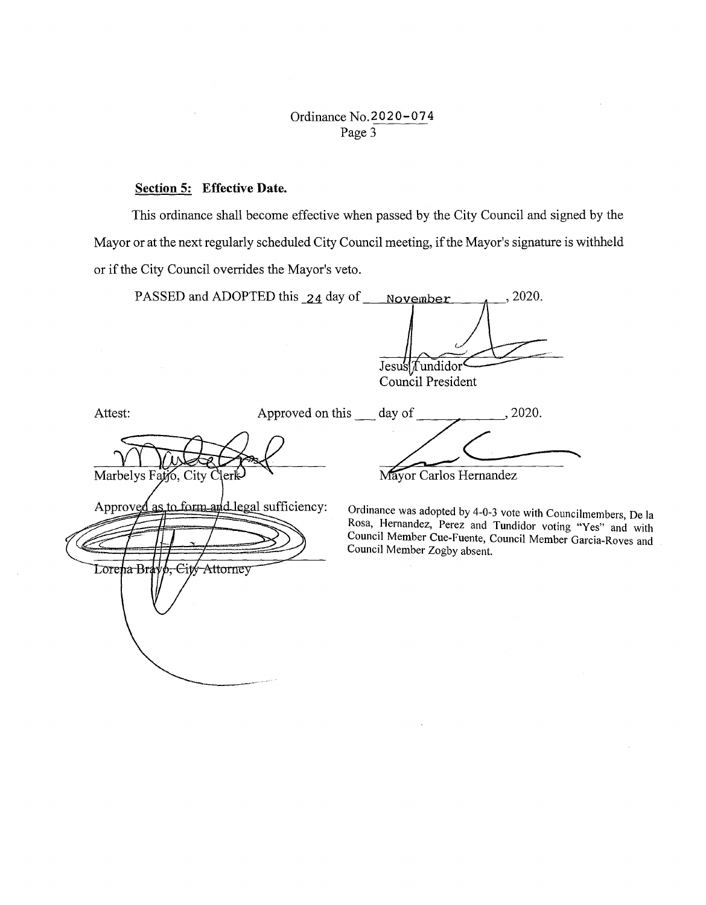Ordinance No. 2020-074

**Section 5: Effective Date.**

This ordinance shall become effective when passed by the City Council and signed by the Mayor or at the next regularly scheduled City Council meeting, if the Mayor's signature is withheld or if the City Council overrides the Mayor's veto.

PASSED and ADOPTED this 24 day of November, 2020.

Jesus Tundidor
Council President

Attest:

Marbelys Fatjo, City Clerk

Approved on this ___ day of __________, 2020.

Mayor Carlos Hernandez

Approved as to form and legal sufficiency:

Lorena Bravo, City Attorney

Ordinance was adopted by 4-0-3 vote with Councilmembers, De la Rosa, Hernandez, Perez and Tundidor voting "Yes" and with Council Member Cue-Fuente, Council Member Garcia-Roves and Council Member Zogby absent.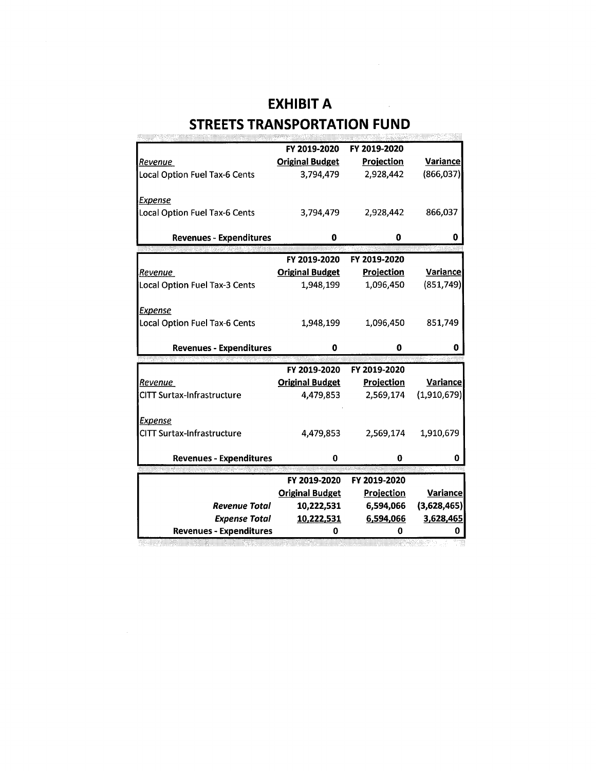# EXHIBIT A

## STREETS TRANSPORTATION FUND

| | FY 2019-2020 | FY 2019-2020 | |
|---|---|---|---|
| *Revenue* | **Original Budget** | **Projection** | **Variance** |
| Local Option Fuel Tax-6 Cents | 3,794,479 | 2,928,442 | (866,037) |
| *Expense* | | | |
| Local Option Fuel Tax-6 Cents | 3,794,479 | 2,928,442 | 866,037 |
| **Revenues - Expenditures** | **0** | **0** | **0** |

| | FY 2019-2020 | FY 2019-2020 | |
|---|---|---|---|
| *Revenue* | **Original Budget** | **Projection** | **Variance** |
| Local Option Fuel Tax-3 Cents | 1,948,199 | 1,096,450 | (851,749) |
| *Expense* | | | |
| Local Option Fuel Tax-6 Cents | 1,948,199 | 1,096,450 | 851,749 |
| **Revenues - Expenditures** | **0** | **0** | **0** |

| | FY 2019-2020 | FY 2019-2020 | |
|---|---|---|---|
| *Revenue* | **Original Budget** | **Projection** | **Variance** |
| CITT Surtax-Infrastructure | 4,479,853 | 2,569,174 | (1,910,679) |
| *Expense* | | | |
| CITT Surtax-Infrastructure | 4,479,853 | 2,569,174 | 1,910,679 |
| **Revenues - Expenditures** | **0** | **0** | **0** |

| | FY 2019-2020 | FY 2019-2020 | |
|---|---|---|---|
| | **Original Budget** | **Projection** | **Variance** |
| ***Revenue Total*** | **10,222,531** | **6,594,066** | **(3,628,465)** |
| ***Expense Total*** | **10,222,531** | **6,594,066** | **3,628,465** |
| **Revenues - Expenditures** | **0** | **0** | **0** |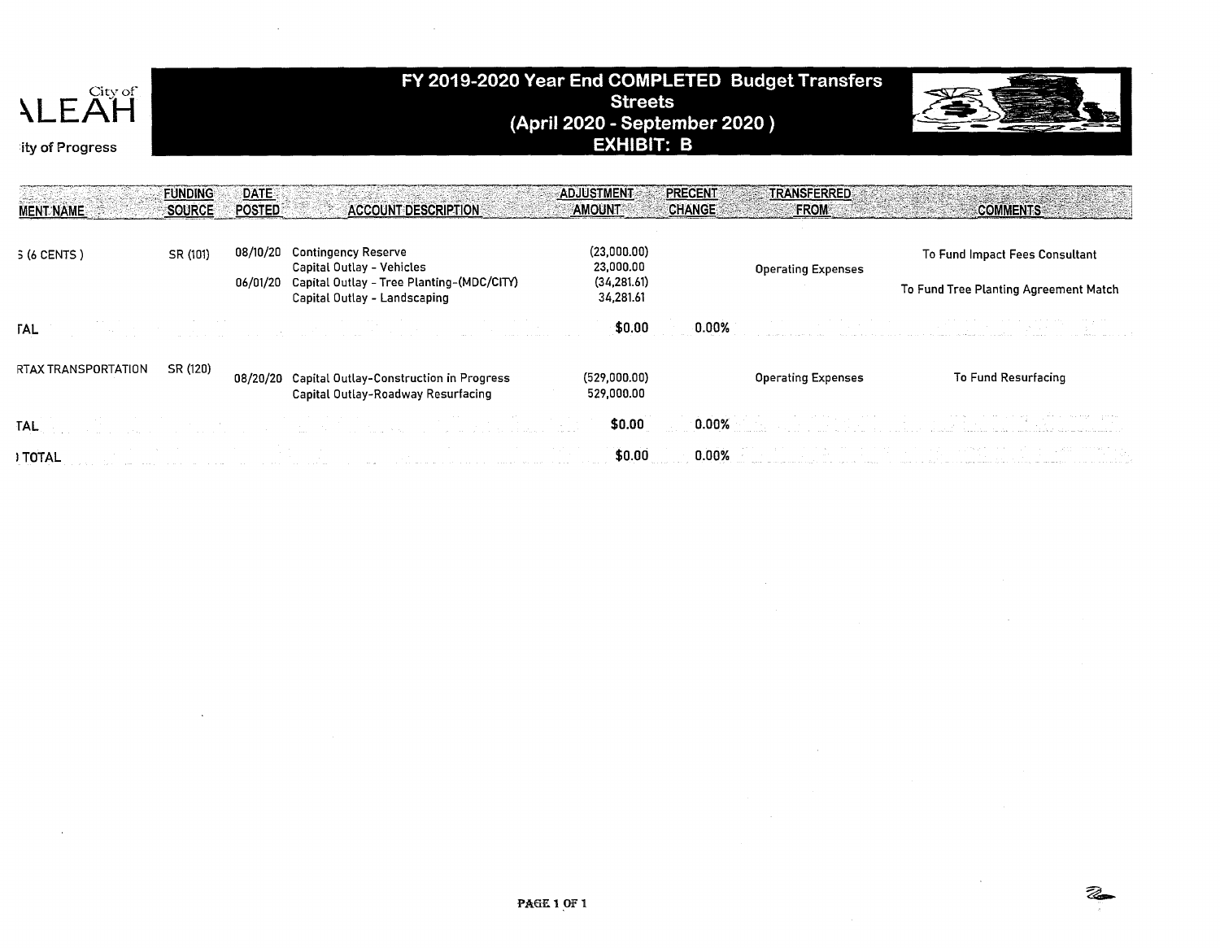City of
ALEAH
ity of Progress

# FY 2019-2020 Year End COMPLETED Budget Transfers
## Streets
## (April 2020 - September 2020 )
## EXHIBIT: B

| MENT NAME | FUNDING SOURCE | DATE POSTED | ACCOUNT DESCRIPTION | ADJUSTMENT AMOUNT | PRECENT CHANGE | TRANSFERRED FROM | COMMENTS |
|---|---|---|---|---|---|---|---|
| S (6 CENTS ) | SR (101) | 08/10/20 | Contingency Reserve | (23,000.00) | | | To Fund Impact Fees Consultant |
| | | | Capital Outlay - Vehicles | 23,000.00 | | Operating Expenses | |
| | | 06/01/20 | Capital Outlay - Tree Planting-(MDC/CITY) | (34,281.61) | | | To Fund Tree Planting Agreement Match |
| | | | Capital Outlay - Landscaping | 34,281.61 | | | |
| TAL | | | | **$0.00** | 0.00% | | |
| RTAX TRANSPORTATION | SR (120) | 08/20/20 | Capital Outlay-Construction in Progress | (529,000.00) | | Operating Expenses | To Fund Resurfacing |
| | | | Capital Outlay-Roadway Resurfacing | 529,000.00 | | | |
| TAL | | | | **$0.00** | 0.00% | | |
| ) TOTAL | | | | $0.00 | 0.00% | | |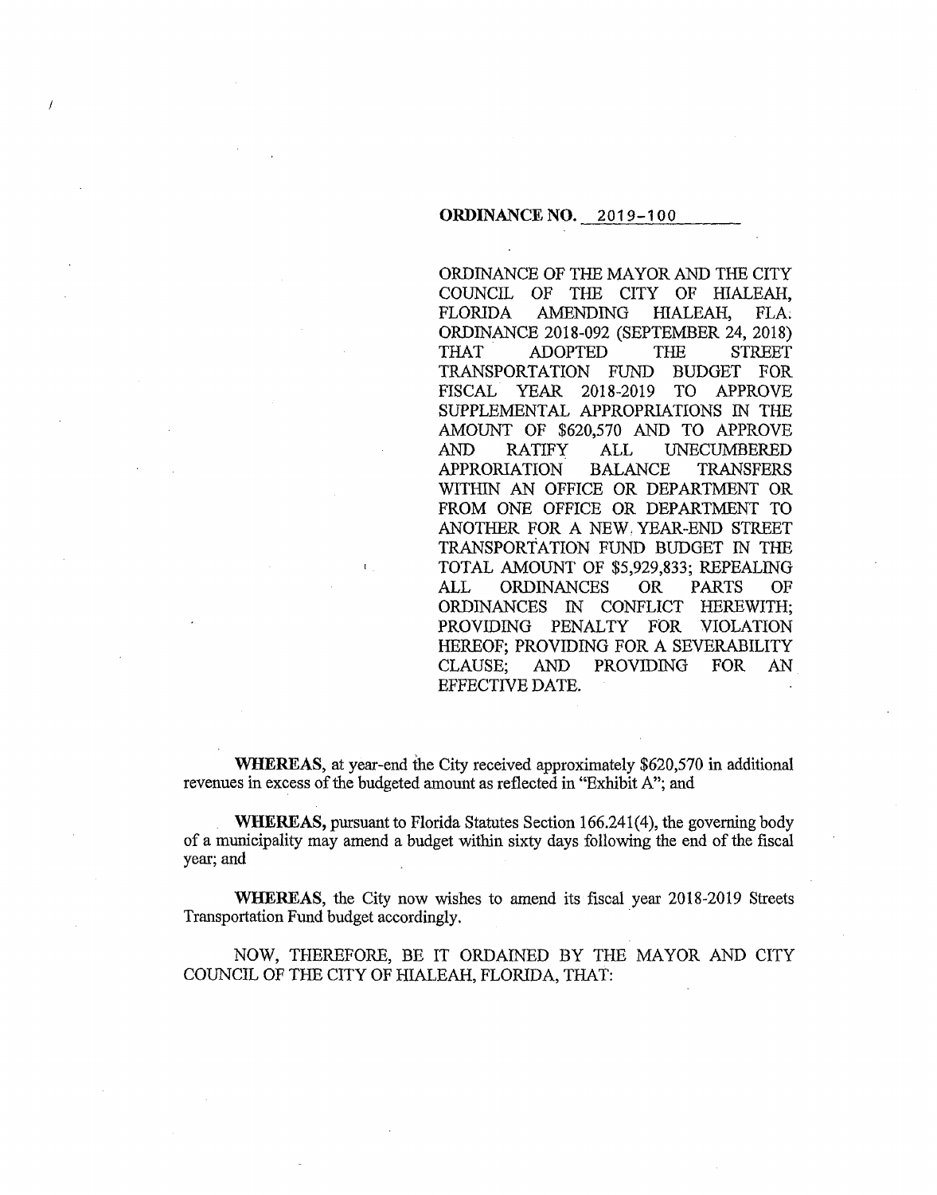**ORDINANCE NO. 2019-100**

ORDINANCE OF THE MAYOR AND THE CITY COUNCIL OF THE CITY OF HIALEAH, FLORIDA AMENDING HIALEAH, FLA. ORDINANCE 2018-092 (SEPTEMBER 24, 2018) THAT ADOPTED THE STREET TRANSPORTATION FUND BUDGET FOR FISCAL YEAR 2018-2019 TO APPROVE SUPPLEMENTAL APPROPRIATIONS IN THE AMOUNT OF $620,570 AND TO APPROVE AND RATIFY ALL UNECUMBERED APPRORIATION BALANCE TRANSFERS WITHIN AN OFFICE OR DEPARTMENT OR FROM ONE OFFICE OR DEPARTMENT TO ANOTHER FOR A NEW YEAR-END STREET TRANSPORTATION FUND BUDGET IN THE TOTAL AMOUNT OF $5,929,833; REPEALING ALL ORDINANCES OR PARTS OF ORDINANCES IN CONFLICT HEREWITH; PROVIDING PENALTY FOR VIOLATION HEREOF; PROVIDING FOR A SEVERABILITY CLAUSE; AND PROVIDING FOR AN EFFECTIVE DATE.

**WHEREAS,** at year-end the City received approximately $620,570 in additional revenues in excess of the budgeted amount as reflected in "Exhibit A"; and

**WHEREAS,** pursuant to Florida Statutes Section 166.241(4), the governing body of a municipality may amend a budget within sixty days following the end of the fiscal year; and

**WHEREAS,** the City now wishes to amend its fiscal year 2018-2019 Streets Transportation Fund budget accordingly.

NOW, THEREFORE, BE IT ORDAINED BY THE MAYOR AND CITY COUNCIL OF THE CITY OF HIALEAH, FLORIDA, THAT: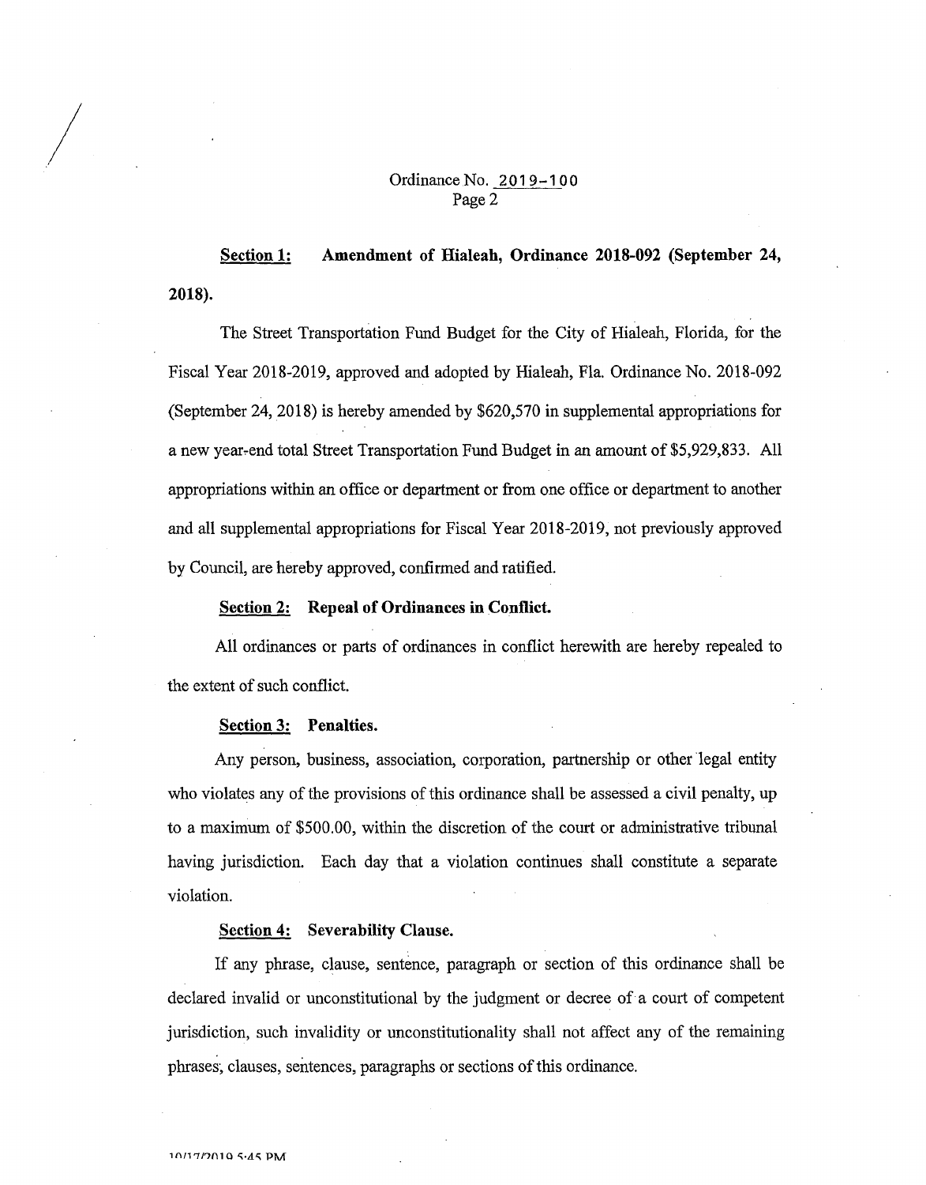**Section 1: Amendment of Hialeah, Ordinance 2018-092 (September 24, 2018).**

The Street Transportation Fund Budget for the City of Hialeah, Florida, for the Fiscal Year 2018-2019, approved and adopted by Hialeah, Fla. Ordinance No. 2018-092 (September 24, 2018) is hereby amended by $620,570 in supplemental appropriations for a new year-end total Street Transportation Fund Budget in an amount of $5,929,833. All appropriations within an office or department or from one office or department to another and all supplemental appropriations for Fiscal Year 2018-2019, not previously approved by Council, are hereby approved, confirmed and ratified.

**Section 2: Repeal of Ordinances in Conflict.**

All ordinances or parts of ordinances in conflict herewith are hereby repealed to the extent of such conflict.

**Section 3: Penalties.**

Any person, business, association, corporation, partnership or other legal entity who violates any of the provisions of this ordinance shall be assessed a civil penalty, up to a maximum of $500.00, within the discretion of the court or administrative tribunal having jurisdiction. Each day that a violation continues shall constitute a separate violation.

**Section 4: Severability Clause.**

If any phrase, clause, sentence, paragraph or section of this ordinance shall be declared invalid or unconstitutional by the judgment or decree of a court of competent jurisdiction, such invalidity or unconstitutionality shall not affect any of the remaining phrases, clauses, sentences, paragraphs or sections of this ordinance.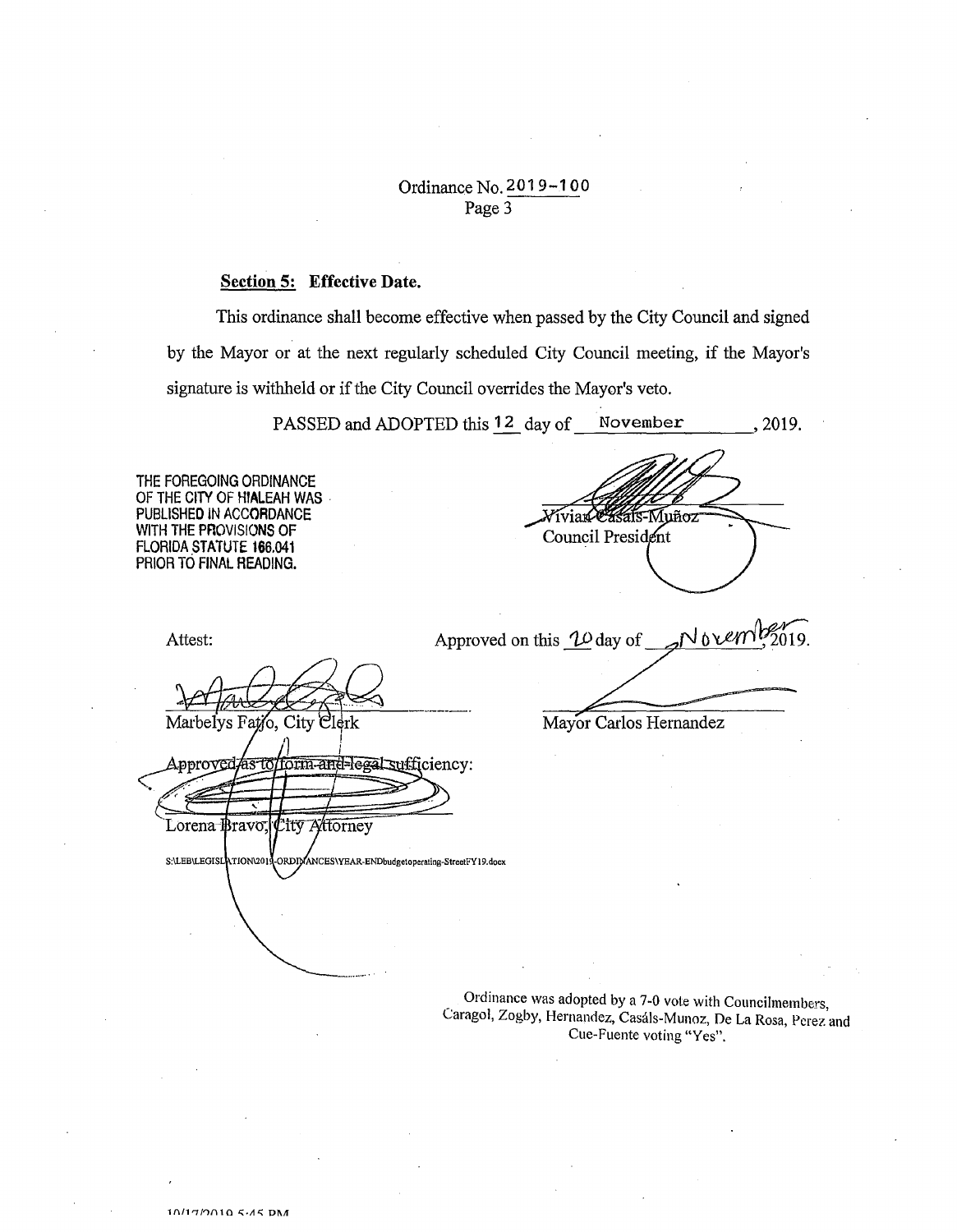Ordinance No. 2019-100
Page 3

**Section 5: Effective Date.**

This ordinance shall become effective when passed by the City Council and signed by the Mayor or at the next regularly scheduled City Council meeting, if the Mayor's signature is withheld or if the City Council overrides the Mayor's veto.

PASSED and ADOPTED this 12 day of November, 2019.

THE FOREGOING ORDINANCE OF THE CITY OF HIALEAH WAS PUBLISHED IN ACCORDANCE WITH THE PROVISIONS OF FLORIDA STATUTE 166.041 PRIOR TO FINAL READING.

Vivian Casals-Muñoz
Council President

Attest:

Marbelys Fatjo, City Clerk

Approved on this 20 day of November, 2019.

Mayor Carlos Hernandez

Approved as to form and legal sufficiency:

Lorena Bravo, City Attorney

S:\LEB\LEGISLATION\2019-ORDINANCES\YEAR-ENDbudgetoperating-StreetFY19.docx

Ordinance was adopted by a 7-0 vote with Councilmembers, Caragol, Zogby, Hernandez, Casáls-Munoz, De La Rosa, Perez and Cue-Fuente voting "Yes".